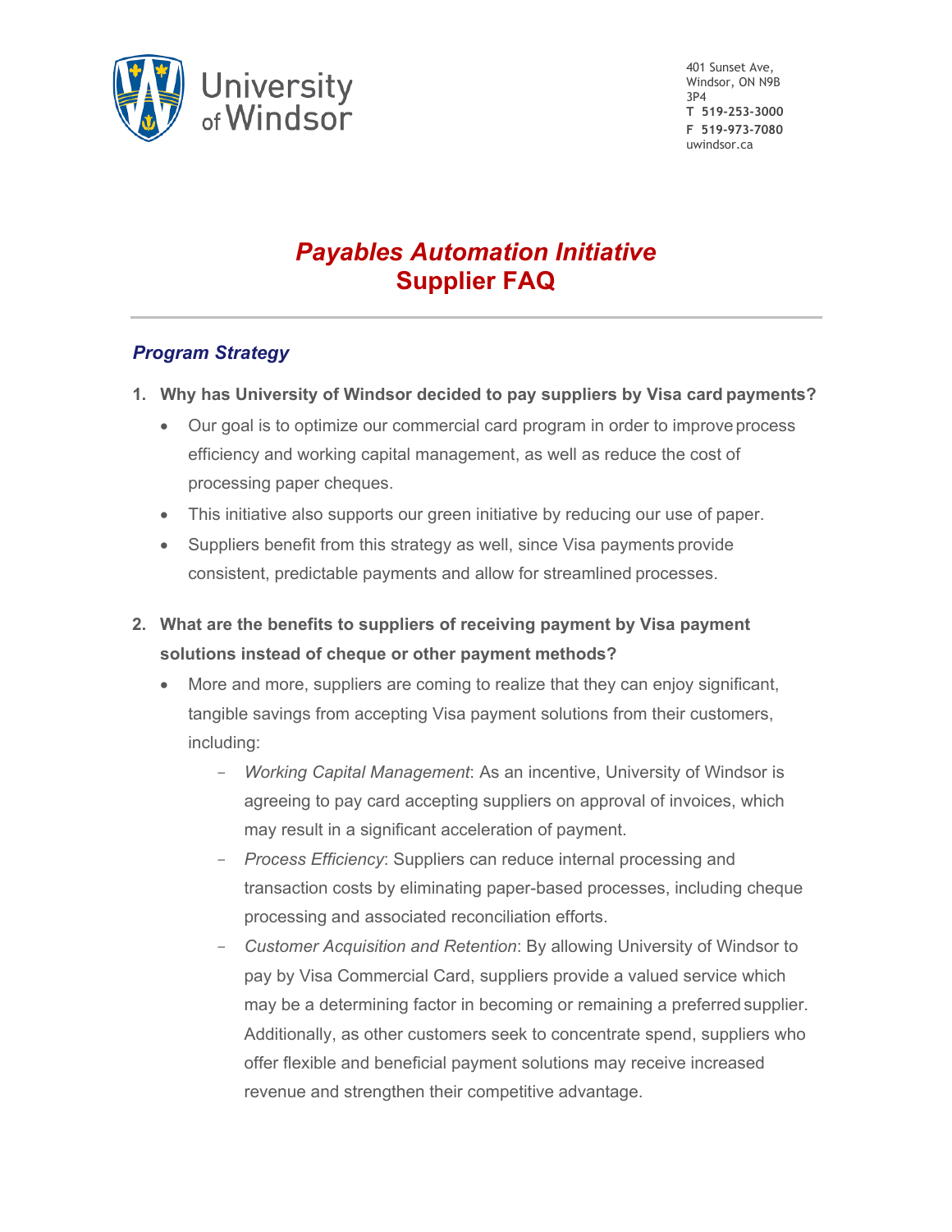University of Windsor

401 Sunset Ave,
Windsor, ON N9B 3P4
**T 519-253-3000**
**F 519-973-7080**
uwindsor.ca

# *Payables Automation Initiative*
# Supplier FAQ

---

## *Program Strategy*

1. **Why has University of Windsor decided to pay suppliers by Visa card payments?**
   - Our goal is to optimize our commercial card program in order to improve process efficiency and working capital management, as well as reduce the cost of processing paper cheques.
   - This initiative also supports our green initiative by reducing our use of paper.
   - Suppliers benefit from this strategy as well, since Visa payments provide consistent, predictable payments and allow for streamlined processes.

2. **What are the benefits to suppliers of receiving payment by Visa payment solutions instead of cheque or other payment methods?**
   - More and more, suppliers are coming to realize that they can enjoy significant, tangible savings from accepting Visa payment solutions from their customers, including:
     - *Working Capital Management*: As an incentive, University of Windsor is agreeing to pay card accepting suppliers on approval of invoices, which may result in a significant acceleration of payment.
     - *Process Efficiency*: Suppliers can reduce internal processing and transaction costs by eliminating paper-based processes, including cheque processing and associated reconciliation efforts.
     - *Customer Acquisition and Retention*: By allowing University of Windsor to pay by Visa Commercial Card, suppliers provide a valued service which may be a determining factor in becoming or remaining a preferred supplier. Additionally, as other customers seek to concentrate spend, suppliers who offer flexible and beneficial payment solutions may receive increased revenue and strengthen their competitive advantage.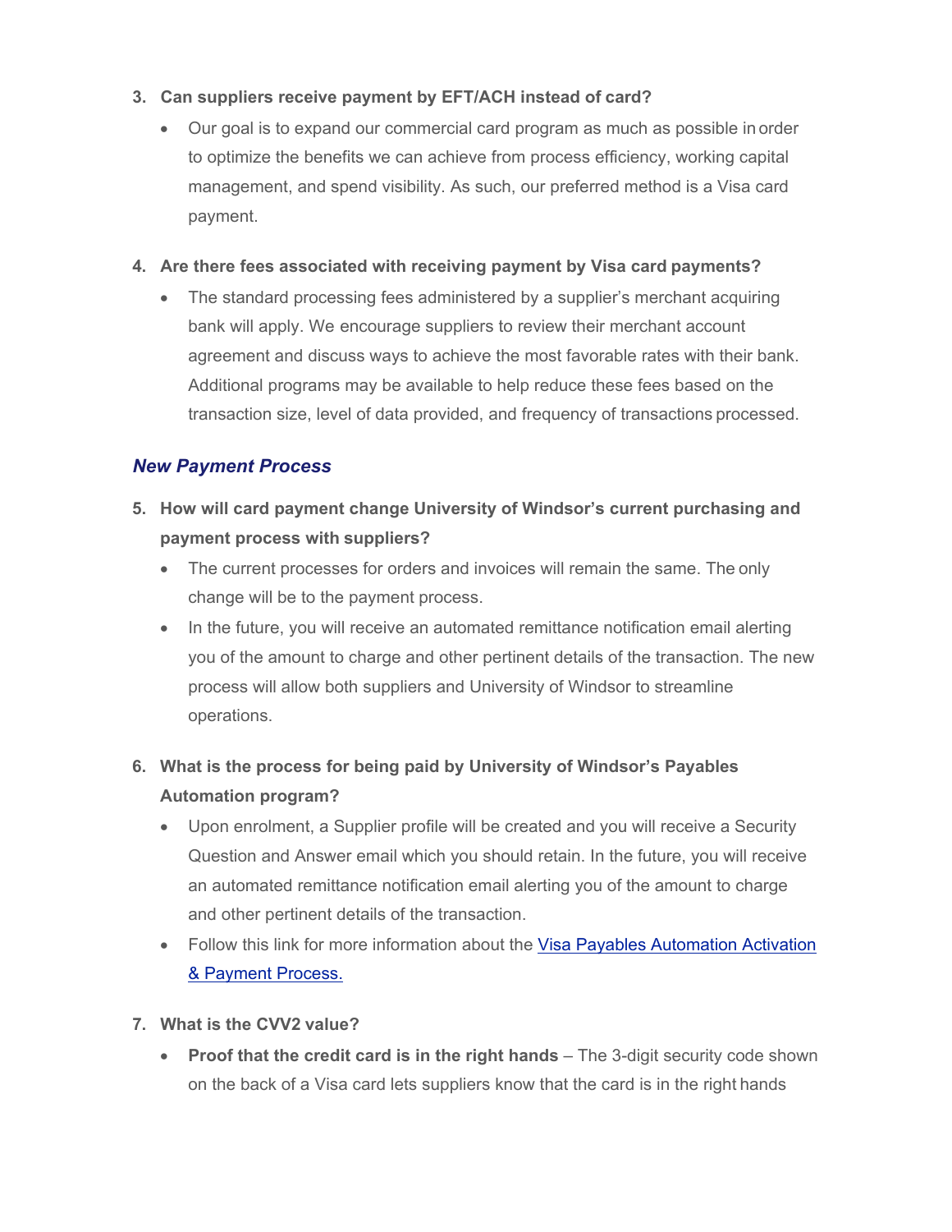3. **Can suppliers receive payment by EFT/ACH instead of card?**
   - Our goal is to expand our commercial card program as much as possible in order to optimize the benefits we can achieve from process efficiency, working capital management, and spend visibility. As such, our preferred method is a Visa card payment.

4. **Are there fees associated with receiving payment by Visa card payments?**
   - The standard processing fees administered by a supplier's merchant acquiring bank will apply. We encourage suppliers to review their merchant account agreement and discuss ways to achieve the most favorable rates with their bank. Additional programs may be available to help reduce these fees based on the transaction size, level of data provided, and frequency of transactions processed.

## *New Payment Process*

5. **How will card payment change University of Windsor's current purchasing and payment process with suppliers?**
   - The current processes for orders and invoices will remain the same. The only change will be to the payment process.
   - In the future, you will receive an automated remittance notification email alerting you of the amount to charge and other pertinent details of the transaction. The new process will allow both suppliers and University of Windsor to streamline operations.

6. **What is the process for being paid by University of Windsor's Payables Automation program?**
   - Upon enrolment, a Supplier profile will be created and you will receive a Security Question and Answer email which you should retain. In the future, you will receive an automated remittance notification email alerting you of the amount to charge and other pertinent details of the transaction.
   - Follow this link for more information about the [Visa Payables Automation Activation & Payment Process.]()

7. **What is the CVV2 value?**
   - **Proof that the credit card is in the right hands** – The 3-digit security code shown on the back of a Visa card lets suppliers know that the card is in the right hands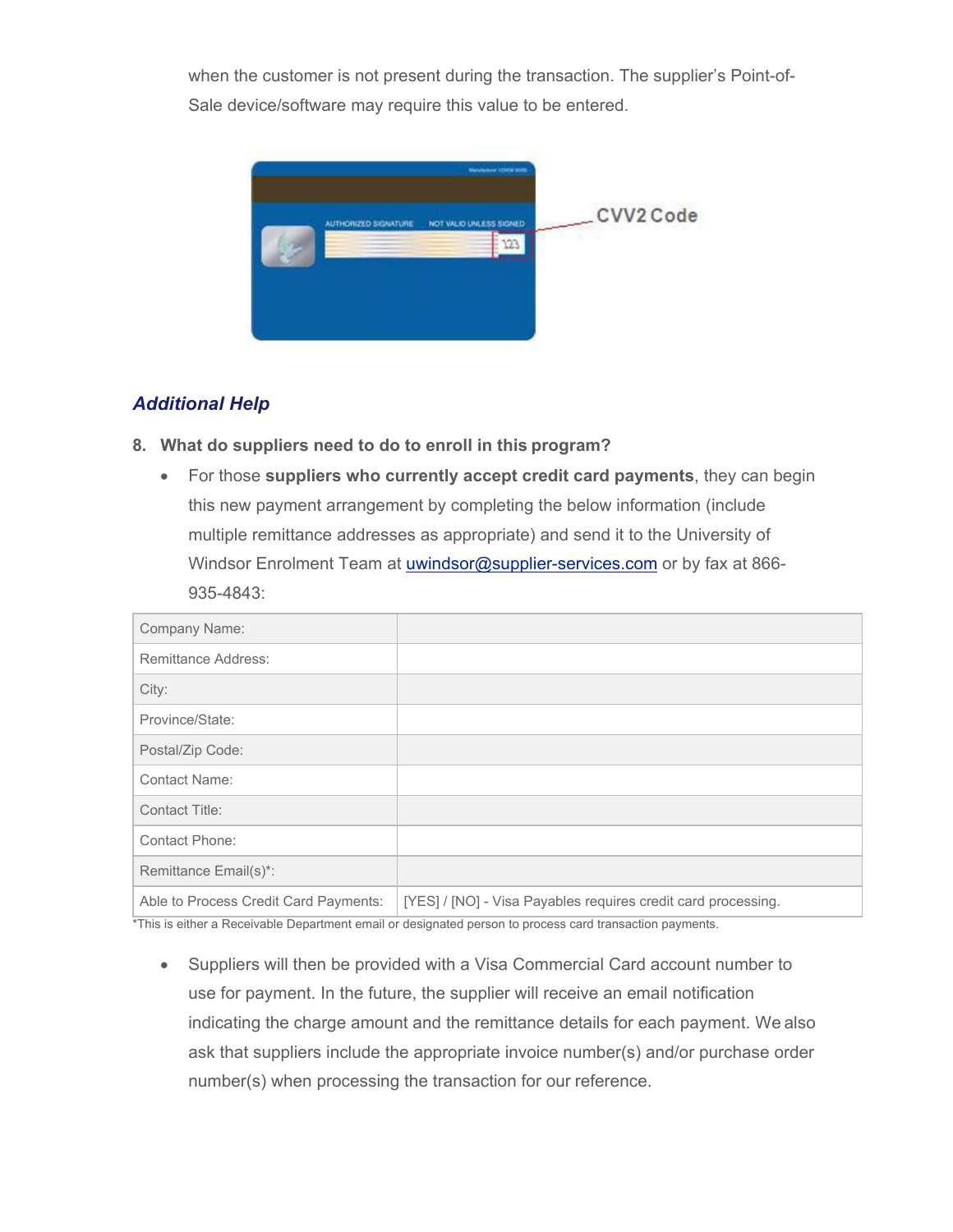when the customer is not present during the transaction. The supplier's Point-of-Sale device/software may require this value to be entered.

CVV2 Code

### *Additional Help*

**8. What do suppliers need to do to enroll in this program?**

- For those **suppliers who currently accept credit card payments**, they can begin this new payment arrangement by completing the below information (include multiple remittance addresses as appropriate) and send it to the University of Windsor Enrolment Team at uwindsor@supplier-services.com or by fax at 866-935-4843:

| Company Name: | |
|---|---|
| Remittance Address: | |
| City: | |
| Province/State: | |
| Postal/Zip Code: | |
| Contact Name: | |
| Contact Title: | |
| Contact Phone: | |
| Remittance Email(s)*: | |
| Able to Process Credit Card Payments: | [YES] / [NO] - Visa Payables requires credit card processing. |

*This is either a Receivable Department email or designated person to process card transaction payments.

- Suppliers will then be provided with a Visa Commercial Card account number to use for payment. In the future, the supplier will receive an email notification indicating the charge amount and the remittance details for each payment. We also ask that suppliers include the appropriate invoice number(s) and/or purchase order number(s) when processing the transaction for our reference.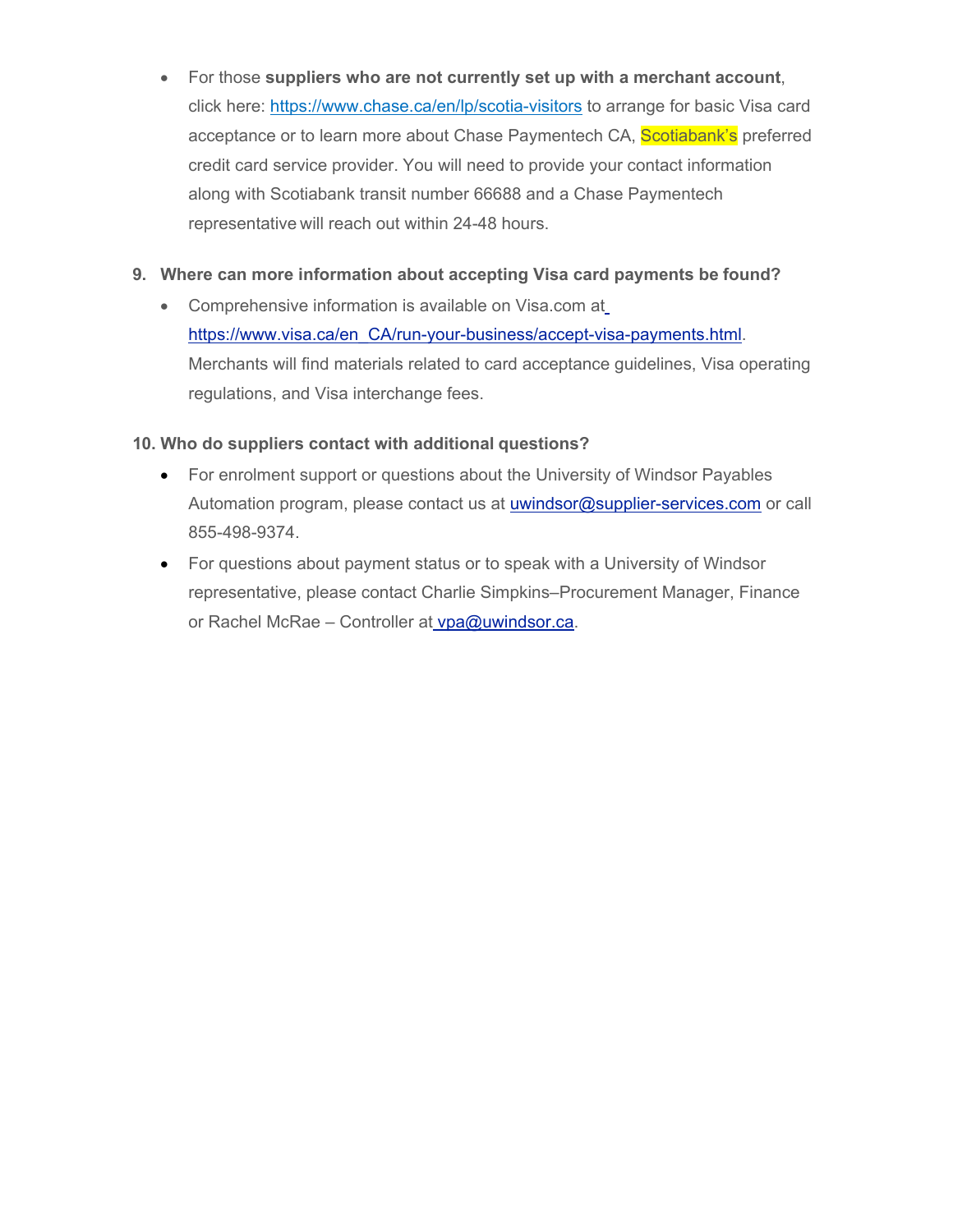- For those **suppliers who are not currently set up with a merchant account**, click here: https://www.chase.ca/en/lp/scotia-visitors to arrange for basic Visa card acceptance or to learn more about Chase Paymentech CA, Scotiabank's preferred credit card service provider. You will need to provide your contact information along with Scotiabank transit number 66688 and a Chase Paymentech representative will reach out within 24-48 hours.

**9. Where can more information about accepting Visa card payments be found?**

- Comprehensive information is available on Visa.com at https://www.visa.ca/en_CA/run-your-business/accept-visa-payments.html. Merchants will find materials related to card acceptance guidelines, Visa operating regulations, and Visa interchange fees.

**10. Who do suppliers contact with additional questions?**

- For enrolment support or questions about the University of Windsor Payables Automation program, please contact us at uwindsor@supplier-services.com or call 855-498-9374.
- For questions about payment status or to speak with a University of Windsor representative, please contact Charlie Simpkins–Procurement Manager, Finance or Rachel McRae – Controller at vpa@uwindsor.ca.